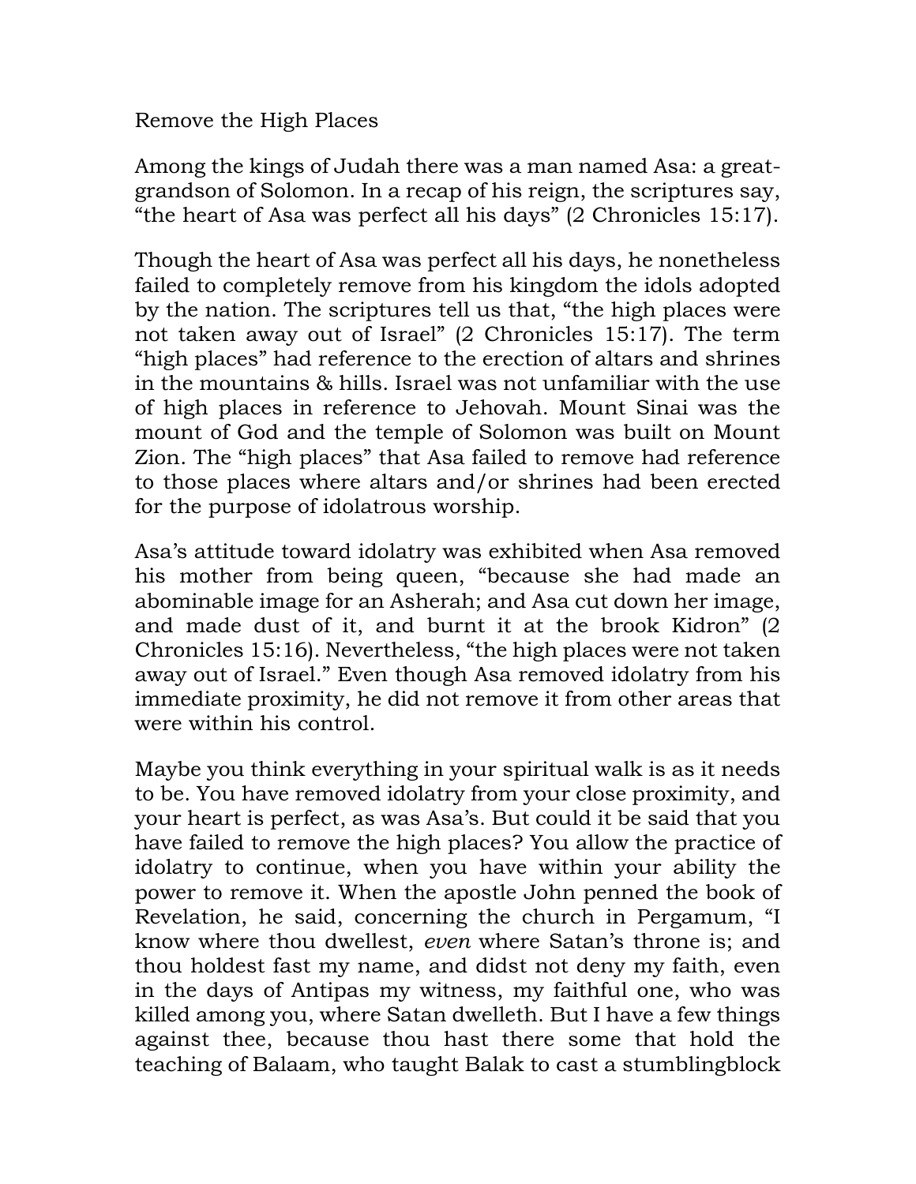# Remove the High Places

Among the kings of Judah there was a man named Asa: a great-grandson of Solomon. In a recap of his reign, the scriptures say, "the heart of Asa was perfect all his days" (2 Chronicles 15:17).

Though the heart of Asa was perfect all his days, he nonetheless failed to completely remove from his kingdom the idols adopted by the nation. The scriptures tell us that, "the high places were not taken away out of Israel" (2 Chronicles 15:17). The term "high places" had reference to the erection of altars and shrines in the mountains & hills. Israel was not unfamiliar with the use of high places in reference to Jehovah. Mount Sinai was the mount of God and the temple of Solomon was built on Mount Zion. The "high places" that Asa failed to remove had reference to those places where altars and/or shrines had been erected for the purpose of idolatrous worship.

Asa's attitude toward idolatry was exhibited when Asa removed his mother from being queen, "because she had made an abominable image for an Asherah; and Asa cut down her image, and made dust of it, and burnt it at the brook Kidron" (2 Chronicles 15:16). Nevertheless, "the high places were not taken away out of Israel." Even though Asa removed idolatry from his immediate proximity, he did not remove it from other areas that were within his control.

Maybe you think everything in your spiritual walk is as it needs to be. You have removed idolatry from your close proximity, and your heart is perfect, as was Asa's. But could it be said that you have failed to remove the high places? You allow the practice of idolatry to continue, when you have within your ability the power to remove it. When the apostle John penned the book of Revelation, he said, concerning the church in Pergamum, "I know where thou dwellest, *even* where Satan's throne is; and thou holdest fast my name, and didst not deny my faith, even in the days of Antipas my witness, my faithful one, who was killed among you, where Satan dwelleth. But I have a few things against thee, because thou hast there some that hold the teaching of Balaam, who taught Balak to cast a stumblingblock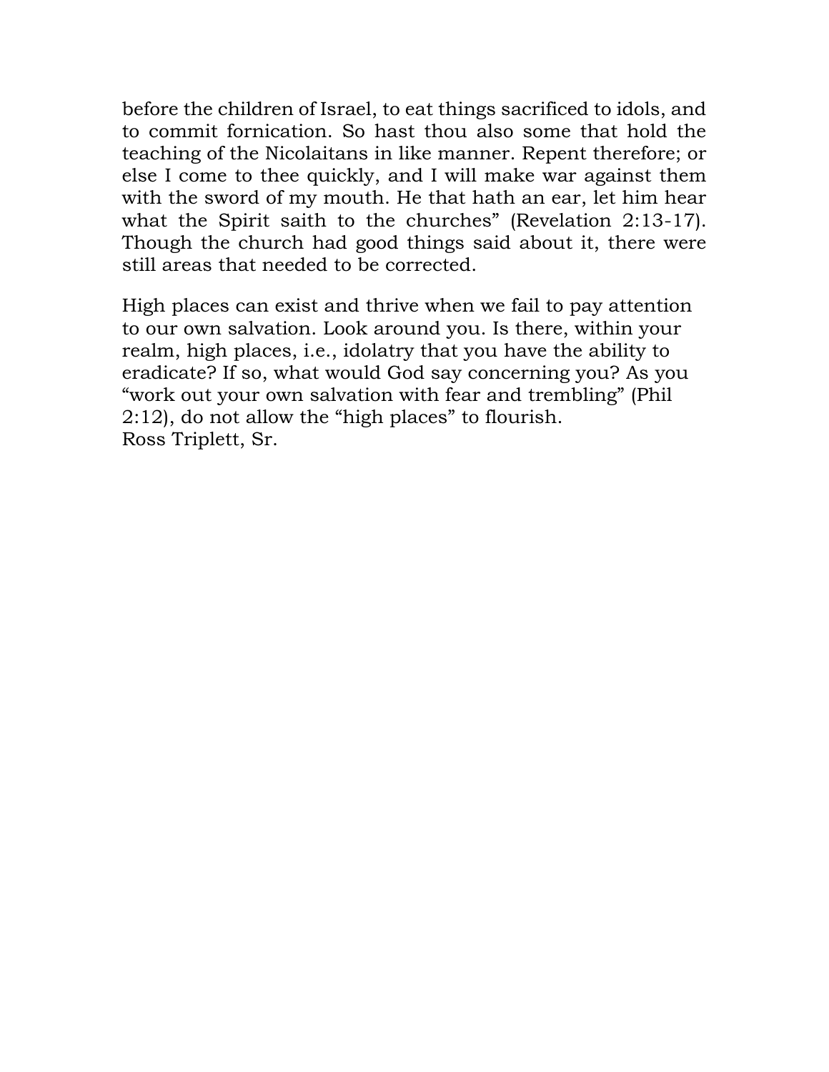before the children of Israel, to eat things sacrificed to idols, and to commit fornication. So hast thou also some that hold the teaching of the Nicolaitans in like manner. Repent therefore; or else I come to thee quickly, and I will make war against them with the sword of my mouth. He that hath an ear, let him hear what the Spirit saith to the churches" (Revelation 2:13-17). Though the church had good things said about it, there were still areas that needed to be corrected.

High places can exist and thrive when we fail to pay attention to our own salvation. Look around you. Is there, within your realm, high places, i.e., idolatry that you have the ability to eradicate? If so, what would God say concerning you? As you "work out your own salvation with fear and trembling" (Phil 2:12), do not allow the "high places" to flourish.
Ross Triplett, Sr.